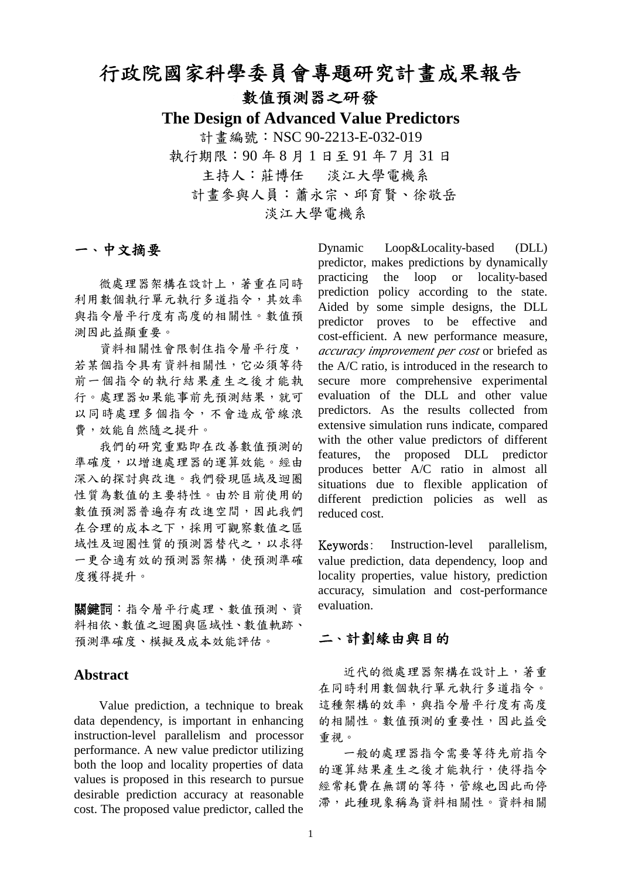# 行政院國家科學委員會專題研究計畫成果報告

## 數值預測器之研發

## The Design of Advanced Value Predictors

計畫編號：NSC 90-2213-E-032-019

執行期限：90 年 8 月 1 日至 91 年 7 月 31 日

主持人：莊博任　淡江大學電機系

計畫參與人員：蕭永宗、邱育賢、徐敬岳

淡江大學電機系

## 一、中文摘要

微處理器架構在設計上，著重在同時利用數個執行單元執行多道指令，其效率與指令層平行度有高度的相關性。數值預測因此益顯重要。

資料相關性會限制住指令層平行度，若某個指令具有資料相關性，它必須等待前一個指令的執行結果產生之後才能執行。處理器如果能事前先預測結果，就可以同時處理多個指令，不會造成管線浪費，效能自然隨之提升。

我們的研究重點即在改善數值預測的準確度，以增進處理器的運算效能。經由深入的探討與改進。我們發現區域及迴圈性質為數值的主要特性。由於目前使用的數值預測器普遍存有改進空間，因此我們在合理的成本之下，採用可觀察數值之區域性及迴圈性質的預測器替代之，以求得一更合適有效的預測器架構，使預測準確度獲得提升。

**關鍵詞**：指令層平行處理、數值預測、資料相依、數值之迴圈與區域性、數值軌跡、預測準確度、模擬及成本效能評估。

## Abstract

Value prediction, a technique to break data dependency, is important in enhancing instruction-level parallelism and processor performance. A new value predictor utilizing both the loop and locality properties of data values is proposed in this research to pursue desirable prediction accuracy at reasonable cost. The proposed value predictor, called the Dynamic Loop&Locality-based (DLL) predictor, makes predictions by dynamically practicing the loop or locality-based prediction policy according to the state. Aided by some simple designs, the DLL predictor proves to be effective and cost-efficient. A new performance measure, *accuracy improvement per cost* or briefed as the A/C ratio, is introduced in the research to secure more comprehensive experimental evaluation of the DLL and other value predictors. As the results collected from extensive simulation runs indicate, compared with the other value predictors of different features, the proposed DLL predictor produces better A/C ratio in almost all situations due to flexible application of different prediction policies as well as reduced cost.

Keywords: Instruction-level parallelism, value prediction, data dependency, loop and locality properties, value history, prediction accuracy, simulation and cost-performance evaluation.

## 二、計劃緣由與目的

近代的微處理器架構在設計上，著重在同時利用數個執行單元執行多道指令。這種架構的效率，與指令層平行度有高度的相關性。數值預測的重要性，因此益受重視。

一般的處理器指令需要等待先前指令的運算結果產生之後才能執行，使得指令經常耗費在無謂的等待，管線也因此而停滯，此種現象稱為資料相關性。資料相關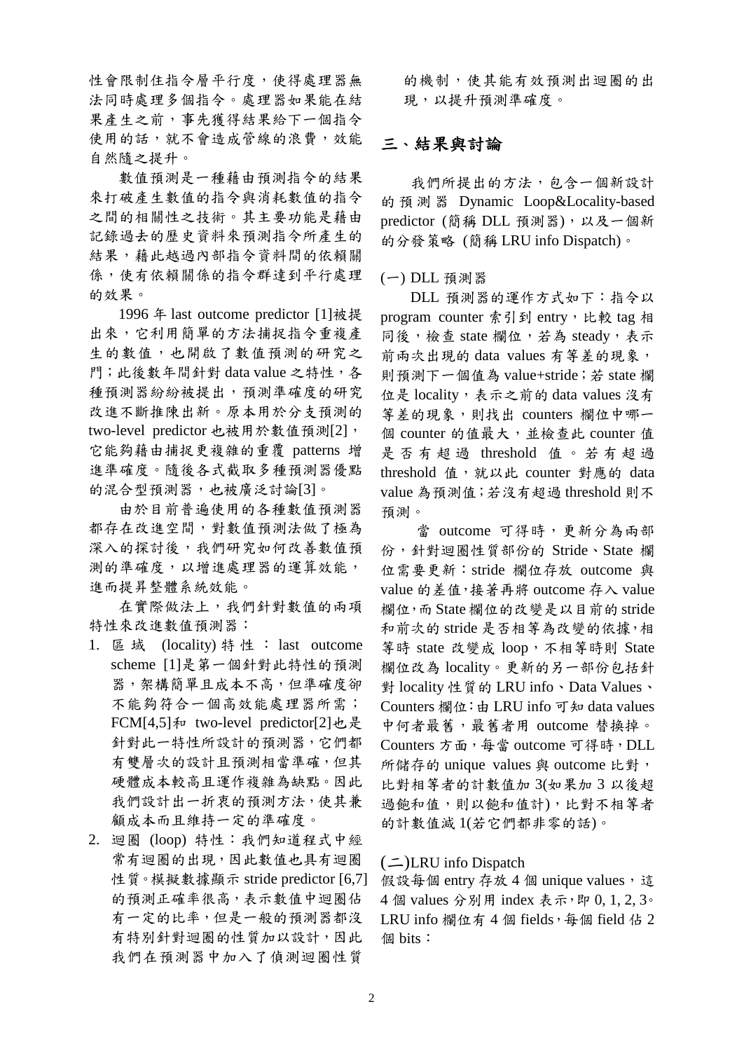性會限制住指令層平行度，使得處理器無法同時處理多個指令。處理器如果能在結果產生之前，事先獲得結果給下一個指令使用的話，就不會造成管線的浪費，效能自然隨之提升。

數值預測是一種藉由預測指令的結果來打破產生數值的指令與消耗數值的指令之間的相關性之技術。其主要功能是藉由記錄過去的歷史資料來預測指令所產生的結果，藉此越過內部指令資料間的依賴關係，使有依賴關係的指令群達到平行處理的效果。

1996 年 last outcome predictor [1]被提出來，它利用簡單的方法捕捉指令重複產生的數值，也開啟了數值預測的研究之門；此後數年間針對 data value 之特性，各種預測器紛紛被提出，預測準確度的研究改進不斷推陳出新。原本用於分支預測的 two-level predictor 也被用於數值預測[2]，它能夠藉由捕捉更複雜的重覆 patterns 增進準確度。隨後各式截取多種預測器優點的混合型預測器，也被廣泛討論[3]。

由於目前普遍使用的各種數值預測器都存在改進空間，對數值預測法做了極為深入的探討後，我們研究如何改善數值預測的準確度，以增進處理器的運算效能，進而提昇整體系統效能。

在實際做法上，我們針對數值的兩項特性來改進數值預測器：

1. 區域 (locality) 特性：last outcome scheme [1]是第一個針對此特性的預測器，架構簡單且成本不高，但準確度卻不能夠符合一個高效能處理器所需；FCM[4,5]和 two-level predictor[2]也是針對此一特性所設計的預測器，它們都有雙層次的設計且預測相當準確，但其硬體成本較高且運作複雜為缺點。因此我們設計出一折衷的預測方法，使其兼顧成本而且維持一定的準確度。
2. 迴圈 (loop) 特性：我們知道程式中經常有迴圈的出現，因此數值也具有迴圈性質。模擬數據顯示 stride predictor [6,7]的預測正確率很高，表示數值中迴圈佔有一定的比率，但是一般的預測器都沒有特別針對迴圈的性質加以設計，因此我們在預測器中加入了偵測迴圈性質的機制，使其能有效預測出迴圈的出現，以提升預測準確度。

## 三、結果與討論

我們所提出的方法，包含一個新設計的預測器 Dynamic Loop&Locality-based predictor (簡稱 DLL 預測器)，以及一個新的分發策略 (簡稱 LRU info Dispatch)。

### (一) DLL 預測器

DLL 預測器的運作方式如下：指令以 program counter 索引到 entry，比較 tag 相同後，檢查 state 欄位，若為 steady，表示前兩次出現的 data values 有等差的現象，則預測下一個值為 value+stride；若 state 欄位是 locality，表示之前的 data values 沒有等差的現象，則找出 counters 欄位中哪一個 counter 的值最大，並檢查此 counter 值是否有超過 threshold 值。若有超過 threshold 值，就以此 counter 對應的 data value 為預測值；若沒有超過 threshold 則不預測。

當 outcome 可得時，更新分為兩部份，針對迴圈性質部份的 Stride、State 欄位需要更新：stride 欄位存放 outcome 與 value 的差值，接著再將 outcome 存入 value 欄位，而 State 欄位的改變是以目前的 stride 和前次的 stride 是否相等為改變的依據，相等時 state 改變成 loop，不相等時則 State 欄位改為 locality。更新的另一部份包括針對 locality 性質的 LRU info、Data Values、Counters 欄位：由 LRU info 可知 data values 中何者最舊，最舊者用 outcome 替換掉。Counters 方面，每當 outcome 可得時，DLL 所儲存的 unique values 與 outcome 比對，比對相等者的計數值加 3(如果加 3 以後超過飽和值，則以飽和值計)，比對不相等者的計數值減 1(若它們都非零的話)。

### (二)LRU info Dispatch

假設每個 entry 存放 4 個 unique values，這 4 個 values 分別用 index 表示，即 0, 1, 2, 3。LRU info 欄位有 4 個 fields，每個 field 佔 2 個 bits：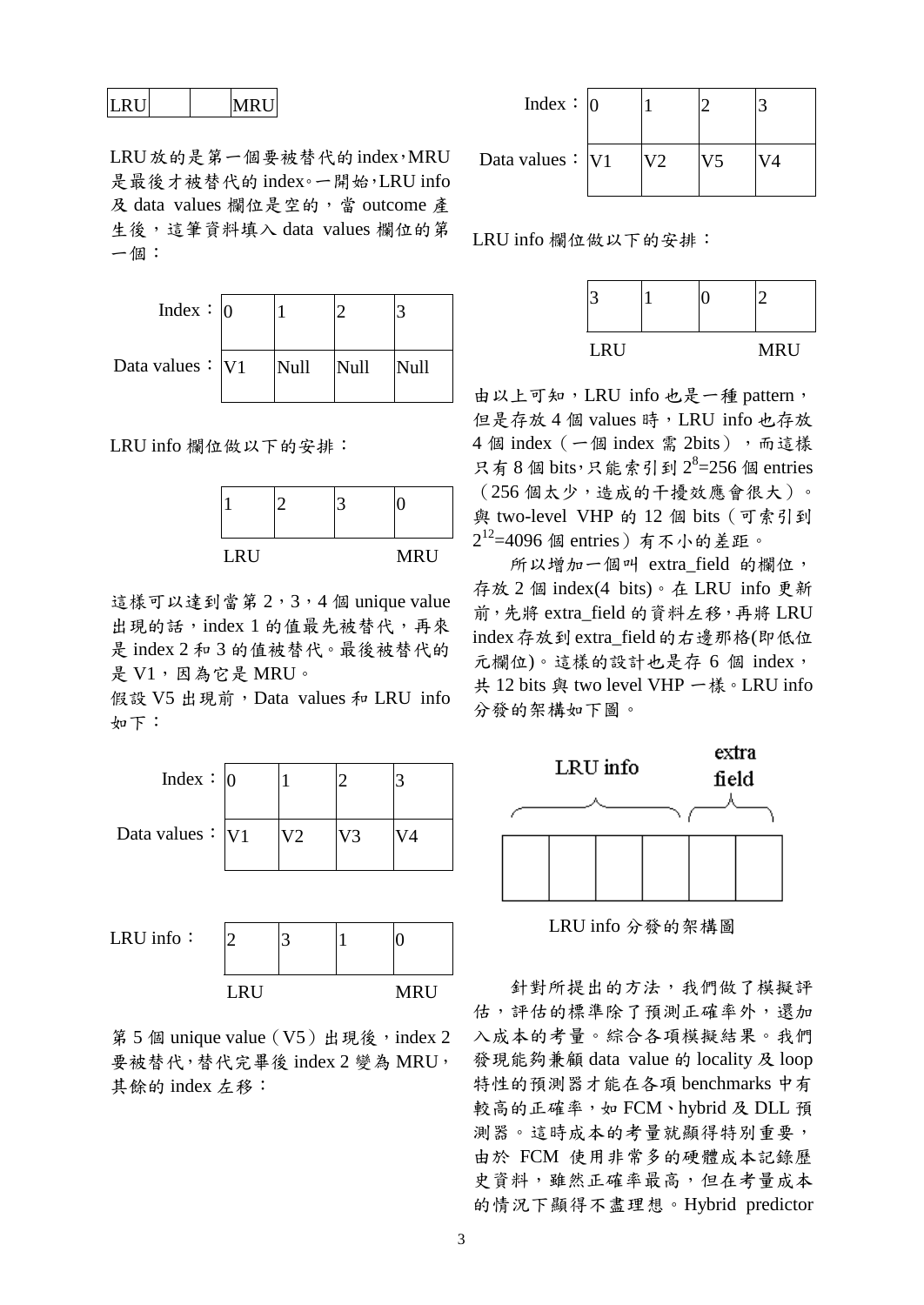| LRU | | | MRU |
|---|---|---|---|

LRU 放的是第一個要被替代的 index，MRU 是最後才被替代的 index。一開始，LRU info 及 data values 欄位是空的，當 outcome 產生後，這筆資料填入 data values 欄位的第一個：

| Index： | 0 | 1 | 2 | 3 |
|---|---|---|---|---|
| Data values： | V1 | Null | Null | Null |

LRU info 欄位做以下的安排：

| 1 | 2 | 3 | 0 |
|---|---|---|---|
| LRU | | | MRU |

這樣可以達到當第 2，3，4 個 unique value 出現的話，index 1 的值最先被替代，再來是 index 2 和 3 的值被替代。最後被替代的是 V1，因為它是 MRU。

假設 V5 出現前，Data values 和 LRU info 如下：

| Index： | 0 | 1 | 2 | 3 |
|---|---|---|---|---|
| Data values： | V1 | V2 | V3 | V4 |

| LRU info： | 2 | 3 | 1 | 0 |
|---|---|---|---|---|
| | LRU | | | MRU |

第 5 個 unique value（V5）出現後，index 2 要被替代，替代完畢後 index 2 變為 MRU，其餘的 index 左移：

| Index： | 0 | 1 | 2 | 3 |
|---|---|---|---|---|
| Data values： | V1 | V2 | V5 | V4 |

LRU info 欄位做以下的安排：

| 3 | 1 | 0 | 2 |
|---|---|---|---|
| LRU | | | MRU |

由以上可知，LRU info 也是一種 pattern，但是存放 4 個 values 時，LRU info 也存放 4 個 index（一個 index 需 2bits），而這樣只有 8 個 bits，只能索引到 $2^8$=256 個 entries（256 個太少，造成的干擾效應會很大）。與 two-level VHP 的 12 個 bits（可索引到 $2^{12}$=4096 個 entries）有不小的差距。

所以增加一個叫 extra_field 的欄位，存放 2 個 index(4 bits)。在 LRU info 更新前，先將 extra_field 的資料左移，再將 LRU index 存放到 extra_field 的右邊那格(即低位元欄位)。這樣的設計也是存 6 個 index，共 12 bits 與 two level VHP 一樣。LRU info 分發的架構如下圖。

| LRU info | | | | extra field | |
|---|---|---|---|---|---|
| | | | | | |

LRU info 分發的架構圖

針對所提出的方法，我們做了模擬評估，評估的標準除了預測正確率外，還加入成本的考量。綜合各項模擬結果。我們發現能夠兼顧 data value 的 locality 及 loop 特性的預測器才能在各項 benchmarks 中有較高的正確率，如 FCM、hybrid 及 DLL 預測器。這時成本的考量就顯得特別重要，由於 FCM 使用非常多的硬體成本記錄歷史資料，雖然正確率最高，但在考量成本的情況下顯得不盡理想。Hybrid predictor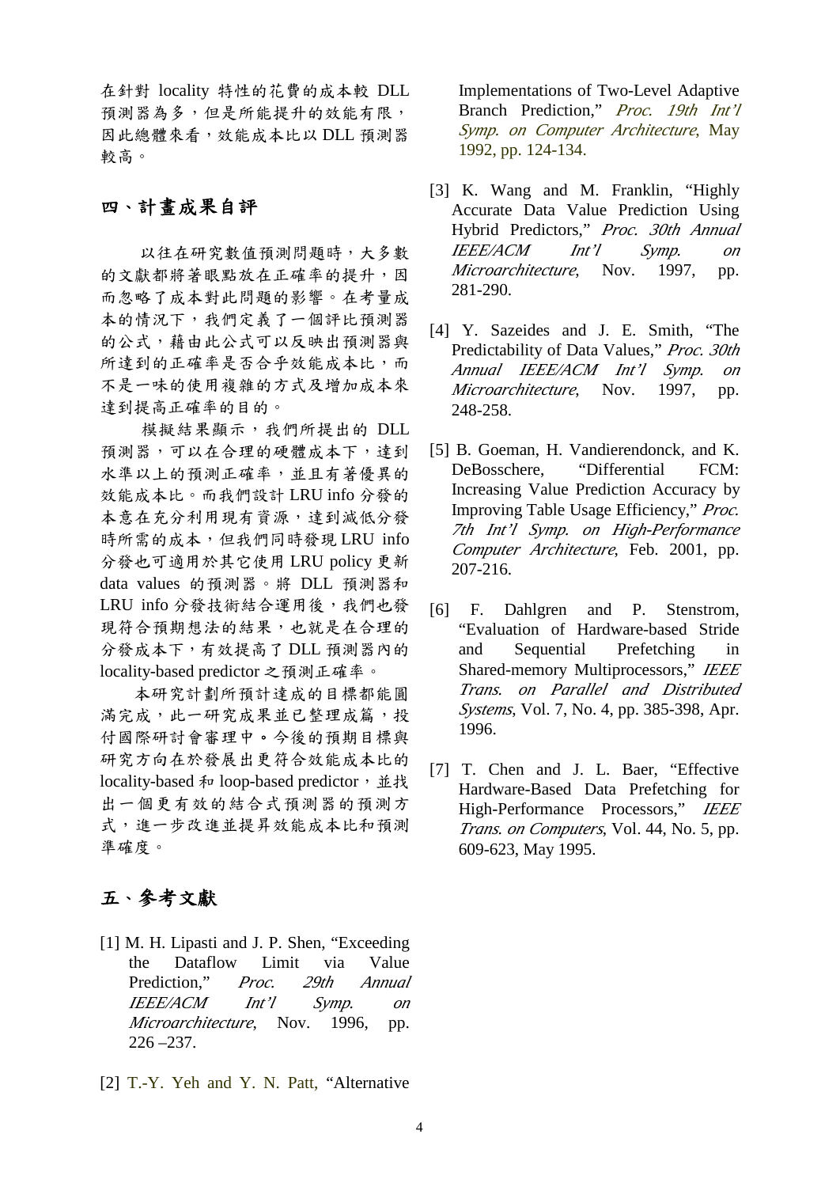在針對 locality 特性的花費的成本較 DLL 預測器為多，但是所能提升的效能有限，因此總體來看，效能成本比以 DLL 預測器較高。

## 四、計畫成果自評

以往在研究數值預測問題時，大多數的文獻都將著眼點放在正確率的提升，因而忽略了成本對此問題的影響。在考量成本的情況下，我們定義了一個評比預測器的公式，藉由此公式可以反映出預測器與所達到的正確率是否合乎效能成本比，而不是一味的使用複雜的方式及增加成本來達到提高正確率的目的。

模擬結果顯示，我們所提出的 DLL 預測器，可以在合理的硬體成本下，達到水準以上的預測正確率，並且有著優異的效能成本比。而我們設計 LRU info 分發的本意在充分利用現有資源，達到減低分發時所需的成本，但我們同時發現 LRU info 分發也可適用於其它使用 LRU policy 更新 data values 的預測器。將 DLL 預測器和 LRU info 分發技術結合運用後，我們也發現符合預期想法的結果，也就是在合理的分發成本下，有效提高了 DLL 預測器內的 locality-based predictor 之預測正確率。

本研究計劃所預計達成的目標都能圓滿完成，此一研究成果並已整理成篇，投付國際研討會審理中。今後的預期目標與研究方向在於發展出更符合效能成本比的 locality-based 和 loop-based predictor，並找出一個更有效的結合式預測器的預測方式，進一步改進並提昇效能成本比和預測準確度。

## 五、參考文獻

[1] M. H. Lipasti and J. P. Shen, "Exceeding the Dataflow Limit via Value Prediction," *Proc. 29th Annual IEEE/ACM Int'l Symp. on Microarchitecture*, Nov. 1996, pp. 226 –237.

[2] T.-Y. Yeh and Y. N. Patt, "Alternative Implementations of Two-Level Adaptive Branch Prediction," *Proc. 19th Int'l Symp. on Computer Architecture*, May 1992, pp. 124-134.

[3] K. Wang and M. Franklin, "Highly Accurate Data Value Prediction Using Hybrid Predictors," *Proc. 30th Annual IEEE/ACM Int'l Symp. on Microarchitecture*, Nov. 1997, pp. 281-290.

[4] Y. Sazeides and J. E. Smith, "The Predictability of Data Values," *Proc. 30th Annual IEEE/ACM Int'l Symp. on Microarchitecture*, Nov. 1997, pp. 248-258.

[5] B. Goeman, H. Vandierendonck, and K. DeBosschere, "Differential FCM: Increasing Value Prediction Accuracy by Improving Table Usage Efficiency," *Proc. 7th Int'l Symp. on High-Performance Computer Architecture*, Feb. 2001, pp. 207-216.

[6] F. Dahlgren and P. Stenstrom, "Evaluation of Hardware-based Stride and Sequential Prefetching in Shared-memory Multiprocessors," *IEEE Trans. on Parallel and Distributed Systems*, Vol. 7, No. 4, pp. 385-398, Apr. 1996.

[7] T. Chen and J. L. Baer, "Effective Hardware-Based Data Prefetching for High-Performance Processors," *IEEE Trans. on Computers*, Vol. 44, No. 5, pp. 609-623, May 1995.